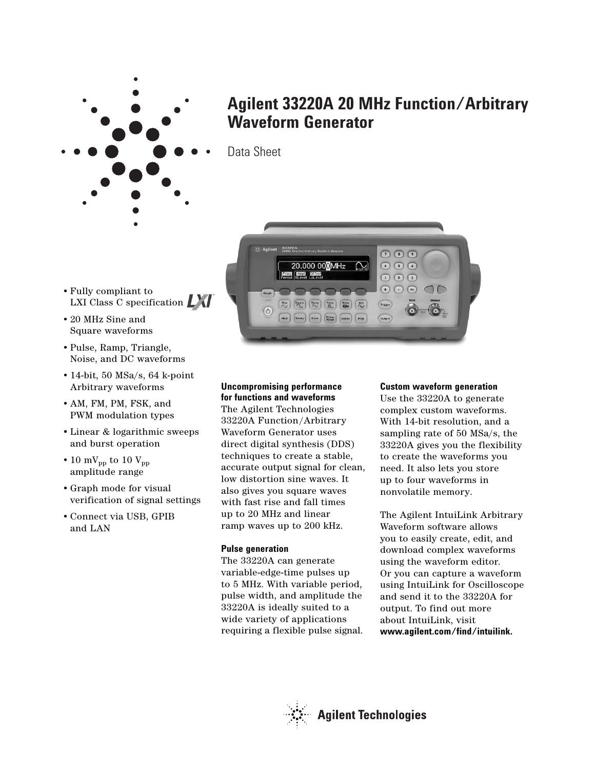# Agilent 33220A 20 MHz Function/Arbitrary Waveform Generator

Data Sheet

- Fully compliant to LXI Class C specification
- 20 MHz Sine and Square waveforms
- Pulse, Ramp, Triangle, Noise, and DC waveforms
- 14-bit, 50 MSa/s, 64 k-point Arbitrary waveforms
- AM, FM, PM, FSK, and PWM modulation types
- Linear & logarithmic sweeps and burst operation
- 10 $mV_{pp}$ to 10 $V_{pp}$ amplitude range
- Graph mode for visual verification of signal settings
- Connect via USB, GPIB and LAN

**Uncompromising performance for functions and waveforms**

The Agilent Technologies 33220A Function/Arbitrary Waveform Generator uses direct digital synthesis (DDS) techniques to create a stable, accurate output signal for clean, low distortion sine waves. It also gives you square waves with fast rise and fall times up to 20 MHz and linear ramp waves up to 200 kHz.

**Pulse generation**

The 33220A can generate variable-edge-time pulses up to 5 MHz. With variable period, pulse width, and amplitude the 33220A is ideally suited to a wide variety of applications requiring a flexible pulse signal.

**Custom waveform generation**

Use the 33220A to generate complex custom waveforms. With 14-bit resolution, and a sampling rate of 50 MSa/s, the 33220A gives you the flexibility to create the waveforms you need. It also lets you store up to four waveforms in nonvolatile memory.

The Agilent IntuiLink Arbitrary Waveform software allows you to easily create, edit, and download complex waveforms using the waveform editor. Or you can capture a waveform using IntuiLink for Oscilloscope and send it to the 33220A for output. To find out more about IntuiLink, visit **www.agilent.com/find/intuilink.**

Agilent Technologies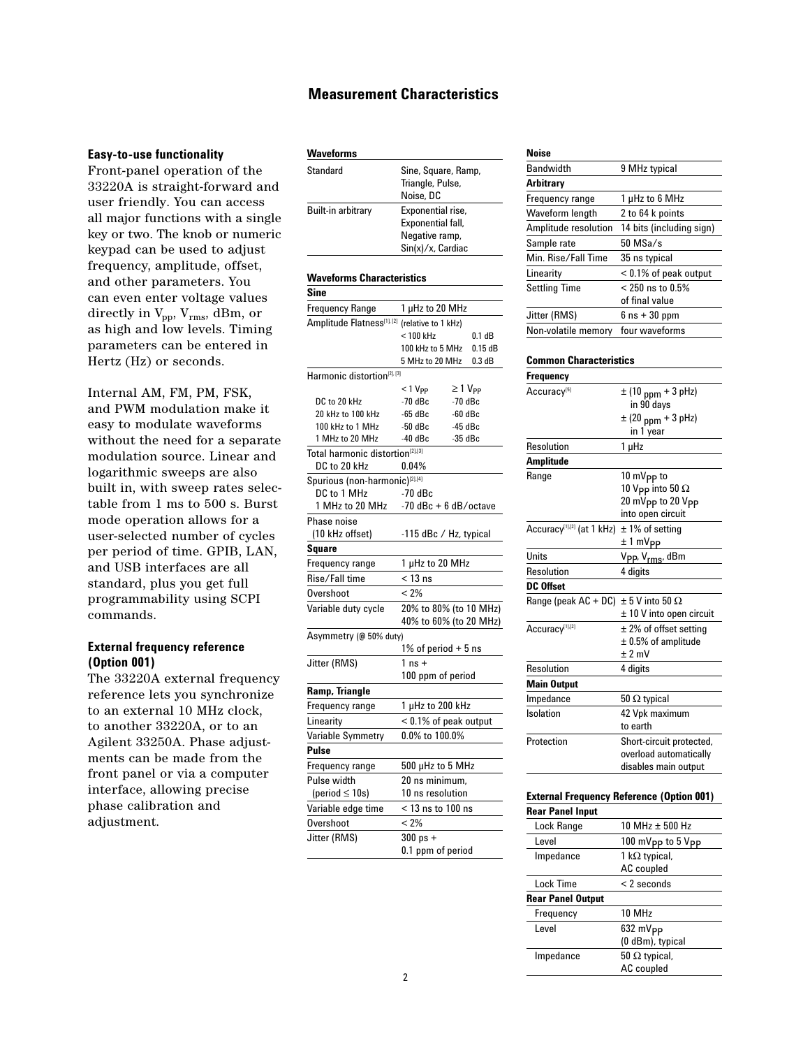## Measurement Characteristics

### Easy-to-use functionality

Front-panel operation of the 33220A is straight-forward and user friendly. You can access all major functions with a single key or two. The knob or numeric keypad can be used to adjust frequency, amplitude, offset, and other parameters. You can even enter voltage values directly in $V_{pp}$, $V_{rms}$, dBm, or as high and low levels. Timing parameters can be entered in Hertz (Hz) or seconds.

Internal AM, FM, PM, FSK, and PWM modulation make it easy to modulate waveforms without the need for a separate modulation source. Linear and logarithmic sweeps are also built in, with sweep rates selectable from 1 ms to 500 s. Burst mode operation allows for a user-selected number of cycles per period of time. GPIB, LAN, and USB interfaces are all standard, plus you get full programmability using SCPI commands.

### External frequency reference (Option 001)

The 33220A external frequency reference lets you synchronize to an external 10 MHz clock, to another 33220A, or to an Agilent 33250A. Phase adjustments can be made from the front panel or via a computer interface, allowing precise phase calibration and adjustment.

**Waveforms**

| | |
|---|---|
| Standard | Sine, Square, Ramp, Triangle, Pulse, Noise, DC |
| Built-in arbitrary | Exponential rise, Exponential fall, Negative ramp, Sin(x)/x, Cardiac |

**Waveforms Characteristics**

| **Sine** | | |
|---|---|---|
| Frequency Range | 1 µHz to 20 MHz | |
| Amplitude Flatness[1],[2] | (relative to 1 kHz) | |
| | < 100 kHz | 0.1 dB |
| | 100 kHz to 5 MHz | 0.15 dB |
| | 5 MHz to 20 MHz | 0.3 dB |
| Harmonic distortion[2],[3] | < 1 $V_{PP}$ | ≥ 1 $V_{PP}$ |
| DC to 20 kHz | -70 dBc | -70 dBc |
| 20 kHz to 100 kHz | -65 dBc | -60 dBc |
| 100 kHz to 1 MHz | -50 dBc | -45 dBc |
| 1 MHz to 20 MHz | -40 dBc | -35 dBc |
| Total harmonic distortion[2],[3] | | |
| DC to 20 kHz | 0.04% | |
| Spurious (non-harmonic)[2],[4] | | |
| DC to 1 MHz | -70 dBc | |
| 1 MHz to 20 MHz | -70 dBc + 6 dB/octave | |
| Phase noise (10 kHz offset) | -115 dBc / Hz, typical | |

| **Square** | |
|---|---|
| Frequency range | 1 µHz to 20 MHz |
| Rise/Fall time | < 13 ns |
| Overshoot | < 2% |
| Variable duty cycle | 20% to 80% (to 10 MHz)<br>40% to 60% (to 20 MHz) |
| Asymmetry (@ 50% duty) | 1% of period + 5 ns |
| Jitter (RMS) | 1 ns + 100 ppm of period |

| **Ramp, Triangle** | |
|---|---|
| Frequency range | 1 µHz to 200 kHz |
| Linearity | < 0.1% of peak output |
| Variable Symmetry | 0.0% to 100.0% |

| **Pulse** | |
|---|---|
| Frequency range | 500 µHz to 5 MHz |
| Pulse width (period ≤ 10s) | 20 ns minimum, 10 ns resolution |
| Variable edge time | < 13 ns to 100 ns |
| Overshoot | < 2% |
| Jitter (RMS) | 300 ps + 0.1 ppm of period |

**Noise**

| | |
|---|---|
| Bandwidth | 9 MHz typical |

| **Arbitrary** | |
|---|---|
| Frequency range | 1 µHz to 6 MHz |
| Waveform length | 2 to 64 k points |
| Amplitude resolution | 14 bits (including sign) |
| Sample rate | 50 MSa/s |
| Min. Rise/Fall Time | 35 ns typical |
| Linearity | < 0.1% of peak output |
| Settling Time | < 250 ns to 0.5% of final value |
| Jitter (RMS) | 6 ns + 30 ppm |
| Non-volatile memory | four waveforms |

**Common Characteristics**

| **Frequency** | |
|---|---|
| Accuracy[5] | ± (10 ppm + 3 pHz) in 90 days<br>± (20 ppm + 3 pHz) in 1 year |
| Resolution | 1 µHz |

| **Amplitude** | |
|---|---|
| Range | 10 $mV_{PP}$ to 10 $V_{PP}$ into 50 Ω<br>20 $mV_{PP}$ to 20 $V_{PP}$ into open circuit |
| Accuracy[1],[2] (at 1 kHz) | ± 1% of setting ± 1 $mV_{PP}$ |
| Units | $V_{PP}$, $V_{rms}$, dBm |
| Resolution | 4 digits |

| **DC Offset** | |
|---|---|
| Range (peak AC + DC) | ± 5 V into 50 Ω<br>± 10 V into open circuit |
| Accuracy[1],[2] | ± 2% of offset setting<br>± 0.5% of amplitude<br>± 2 mV |
| Resolution | 4 digits |

| **Main Output** | |
|---|---|
| Impedance | 50 Ω typical |
| Isolation | 42 Vpk maximum to earth |
| Protection | Short-circuit protected, overload automatically disables main output |

**External Frequency Reference (Option 001)**

| **Rear Panel Input** | |
|---|---|
| Lock Range | 10 MHz ± 500 Hz |
| Level | 100 $mV_{PP}$ to 5 $V_{PP}$ |
| Impedance | 1 kΩ typical, AC coupled |
| Lock Time | < 2 seconds |

| **Rear Panel Output** | |
|---|---|
| Frequency | 10 MHz |
| Level | 632 $mV_{PP}$ (0 dBm), typical |
| Impedance | 50 Ω typical, AC coupled |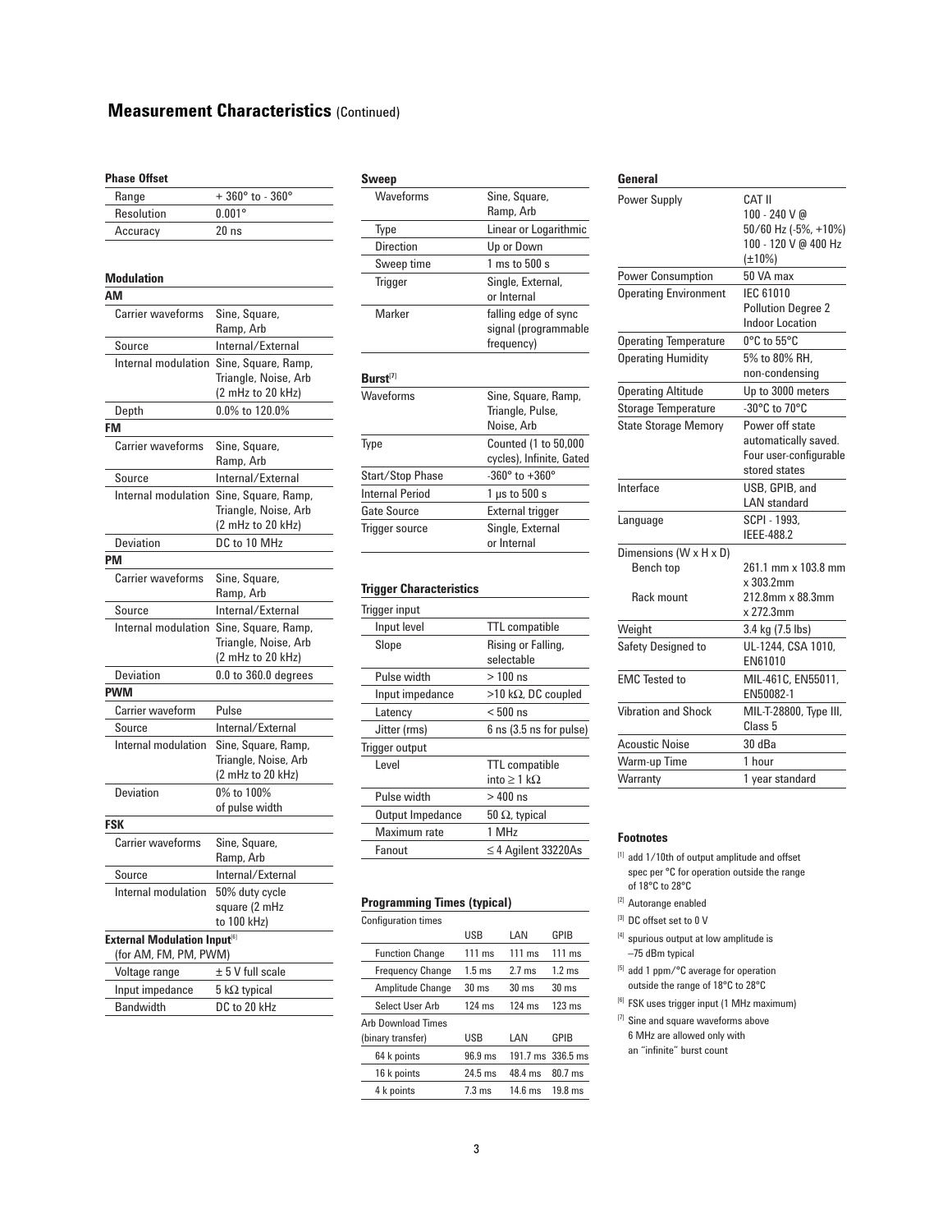# Measurement Characteristics (Continued)

### Phase Offset

| | |
|---|---|
| Range | + 360° to - 360° |
| Resolution | 0.001° |
| Accuracy | 20 ns |

### Modulation

**AM**

| | |
|---|---|
| Carrier waveforms | Sine, Square, Ramp, Arb |
| Source | Internal/External |
| Internal modulation | Sine, Square, Ramp, Triangle, Noise, Arb (2 mHz to 20 kHz) |
| Depth | 0.0% to 120.0% |

**FM**

| | |
|---|---|
| Carrier waveforms | Sine, Square, Ramp, Arb |
| Source | Internal/External |
| Internal modulation | Sine, Square, Ramp, Triangle, Noise, Arb (2 mHz to 20 kHz) |
| Deviation | DC to 10 MHz |

**PM**

| | |
|---|---|
| Carrier waveforms | Sine, Square, Ramp, Arb |
| Source | Internal/External |
| Internal modulation | Sine, Square, Ramp, Triangle, Noise, Arb (2 mHz to 20 kHz) |
| Deviation | 0.0 to 360.0 degrees |

**PWM**

| | |
|---|---|
| Carrier waveform | Pulse |
| Source | Internal/External |
| Internal modulation | Sine, Square, Ramp, Triangle, Noise, Arb (2 mHz to 20 kHz) |
| Deviation | 0% to 100% of pulse width |

**FSK**

| | |
|---|---|
| Carrier waveforms | Sine, Square, Ramp, Arb |
| Source | Internal/External |
| Internal modulation | 50% duty cycle square (2 mHz to 100 kHz) |

**External Modulation Input**[6] (for AM, FM, PM, PWM)

| | |
|---|---|
| Voltage range | ± 5 V full scale |
| Input impedance | 5 kΩ typical |
| Bandwidth | DC to 20 kHz |

### Sweep

| | |
|---|---|
| Waveforms | Sine, Square, Ramp, Arb |
| Type | Linear or Logarithmic |
| Direction | Up or Down |
| Sweep time | 1 ms to 500 s |
| Trigger | Single, External, or Internal |
| Marker | falling edge of sync signal (programmable frequency) |

### Burst[7]

| | |
|---|---|
| Waveforms | Sine, Square, Ramp, Triangle, Pulse, Noise, Arb |
| Type | Counted (1 to 50,000 cycles), Infinite, Gated |
| Start/Stop Phase | -360° to +360° |
| Internal Period | 1 µs to 500 s |
| Gate Source | External trigger |
| Trigger source | Single, External or Internal |

### Trigger Characteristics

| | |
|---|---|
| **Trigger input** | |
| Input level | TTL compatible |
| Slope | Rising or Falling, selectable |
| Pulse width | > 100 ns |
| Input impedance | >10 kΩ, DC coupled |
| Latency | < 500 ns |
| Jitter (rms) | 6 ns (3.5 ns for pulse) |
| **Trigger output** | |
| Level | TTL compatible into ≥ 1 kΩ |
| Pulse width | > 400 ns |
| Output Impedance | 50 Ω, typical |
| Maximum rate | 1 MHz |
| Fanout | ≤ 4 Agilent 33220As |

### Programming Times (typical)

| Configuration times | USB | LAN | GPIB |
|---|---|---|---|
| Function Change | 111 ms | 111 ms | 111 ms |
| Frequency Change | 1.5 ms | 2.7 ms | 1.2 ms |
| Amplitude Change | 30 ms | 30 ms | 30 ms |
| Select User Arb | 124 ms | 124 ms | 123 ms |
| **Arb Download Times (binary transfer)** | **USB** | **LAN** | **GPIB** |
| 64 k points | 96.9 ms | 191.7 ms | 336.5 ms |
| 16 k points | 24.5 ms | 48.4 ms | 80.7 ms |
| 4 k points | 7.3 ms | 14.6 ms | 19.8 ms |

### General

| | |
|---|---|
| Power Supply | CAT II 100 - 240 V @ 50/60 Hz (-5%, +10%) 100 - 120 V @ 400 Hz (±10%) |
| Power Consumption | 50 VA max |
| Operating Environment | IEC 61010 Pollution Degree 2 Indoor Location |
| Operating Temperature | 0°C to 55°C |
| Operating Humidity | 5% to 80% RH, non-condensing |
| Operating Altitude | Up to 3000 meters |
| Storage Temperature | -30°C to 70°C |
| State Storage Memory | Power off state automatically saved. Four user-configurable stored states |
| Interface | USB, GPIB, and LAN standard |
| Language | SCPI - 1993, IEEE-488.2 |
| Dimensions (W x H x D) | |
| Bench top | 261.1 mm x 103.8 mm x 303.2mm |
| Rack mount | 212.8mm x 88.3mm x 272.3mm |
| Weight | 3.4 kg (7.5 lbs) |
| Safety Designed to | UL-1244, CSA 1010, EN61010 |
| EMC Tested to | MIL-461C, EN55011, EN50082-1 |
| Vibration and Shock | MIL-T-28800, Type III, Class 5 |
| Acoustic Noise | 30 dBa |
| Warm-up Time | 1 hour |
| Warranty | 1 year standard |

### Footnotes

[1] add 1/10th of output amplitude and offset spec per °C for operation outside the range of 18°C to 28°C

[2] Autorange enabled

[3] DC offset set to 0 V

[4] spurious output at low amplitude is –75 dBm typical

[5] add 1 ppm/°C average for operation outside the range of 18°C to 28°C

[6] FSK uses trigger input (1 MHz maximum)

[7] Sine and square waveforms above 6 MHz are allowed only with an "infinite" burst count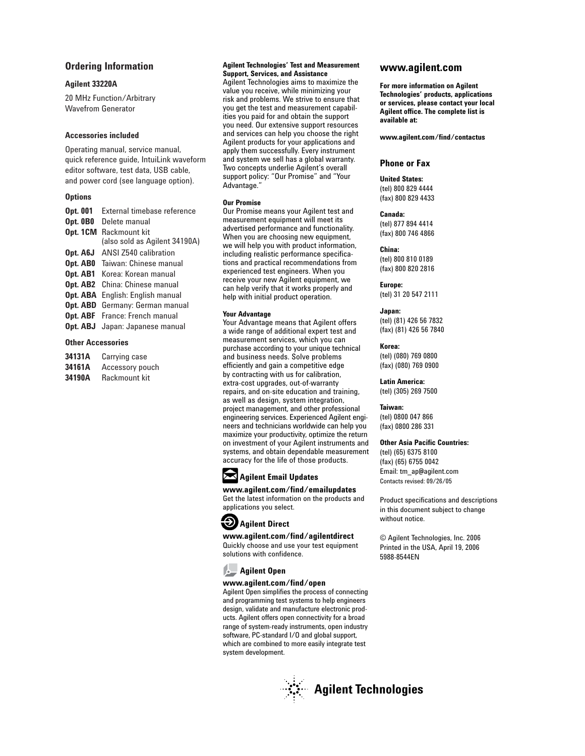## Ordering Information

### Agilent 33220A

20 MHz Function/Arbitrary Wavefrom Generator

#### Accessories included

Operating manual, service manual, quick reference guide, IntuiLink waveform editor software, test data, USB cable, and power cord (see language option).

#### Options

| | |
|---|---|
| **Opt. 001** | External timebase reference |
| **Opt. 0B0** | Delete manual |
| **Opt. 1CM** | Rackmount kit (also sold as Agilent 34190A) |
| **Opt. A6J** | ANSI Z540 calibration |
| **Opt. AB0** | Taiwan: Chinese manual |
| **Opt. AB1** | Korea: Korean manual |
| **Opt. AB2** | China: Chinese manual |
| **Opt. ABA** | English: English manual |
| **Opt. ABD** | Germany: German manual |
| **Opt. ABF** | France: French manual |
| **Opt. ABJ** | Japan: Japanese manual |

#### Other Accessories

| | |
|---|---|
| **34131A** | Carrying case |
| **34161A** | Accessory pouch |
| **34190A** | Rackmount kit |

**Agilent Technologies' Test and Measurement Support, Services, and Assistance**

Agilent Technologies aims to maximize the value you receive, while minimizing your risk and problems. We strive to ensure that you get the test and measurement capabilities you paid for and obtain the support you need. Our extensive support resources and services can help you choose the right Agilent products for your applications and apply them successfully. Every instrument and system we sell has a global warranty. Two concepts underlie Agilent's overall support policy: "Our Promise" and "Your Advantage."

**Our Promise**

Our Promise means your Agilent test and measurement equipment will meet its advertised performance and functionality. When you are choosing new equipment, we will help you with product information, including realistic performance specifications and practical recommendations from experienced test engineers. When you receive your new Agilent equipment, we can help verify that it works properly and help with initial product operation.

**Your Advantage**

Your Advantage means that Agilent offers a wide range of additional expert test and measurement services, which you can purchase according to your unique technical and business needs. Solve problems efficiently and gain a competitive edge by contracting with us for calibration, extra-cost upgrades, out-of-warranty repairs, and on-site education and training, as well as design, system integration, project management, and other professional engineering services. Experienced Agilent engineers and technicians worldwide can help you maximize your productivity, optimize the return on investment of your Agilent instruments and systems, and obtain dependable measurement accuracy for the life of those products.

### Agilent Email Updates

**www.agilent.com/find/emailupdates**

Get the latest information on the products and applications you select.

### Agilent Direct

**www.agilent.com/find/agilentdirect**

Quickly choose and use your test equipment solutions with confidence.

### Agilent Open

**www.agilent.com/find/open**

Agilent Open simplifies the process of connecting and programming test systems to help engineers design, validate and manufacture electronic products. Agilent offers open connectivity for a broad range of system-ready instruments, open industry software, PC-standard I/O and global support, which are combined to more easily integrate test system development.

## www.agilent.com

**For more information on Agilent Technologies' products, applications or services, please contact your local Agilent office. The complete list is available at:**

**www.agilent.com/find/contactus**

### Phone or Fax

**United States:**
(tel) 800 829 4444
(fax) 800 829 4433

**Canada:**
(tel) 877 894 4414
(fax) 800 746 4866

**China:**
(tel) 800 810 0189
(fax) 800 820 2816

**Europe:**
(tel) 31 20 547 2111

**Japan:**
(tel) (81) 426 56 7832
(fax) (81) 426 56 7840

**Korea:**
(tel) (080) 769 0800
(fax) (080) 769 0900

**Latin America:**
(tel) (305) 269 7500

**Taiwan:**
(tel) 0800 047 866
(fax) 0800 286 331

**Other Asia Pacific Countries:**
(tel) (65) 6375 8100
(fax) (65) 6755 0042
Email: tm_ap@agilent.com
Contacts revised: 09/26/05

Product specifications and descriptions in this document subject to change without notice.

© Agilent Technologies, Inc. 2006
Printed in the USA, April 19, 2006
5988-8544EN

Agilent Technologies